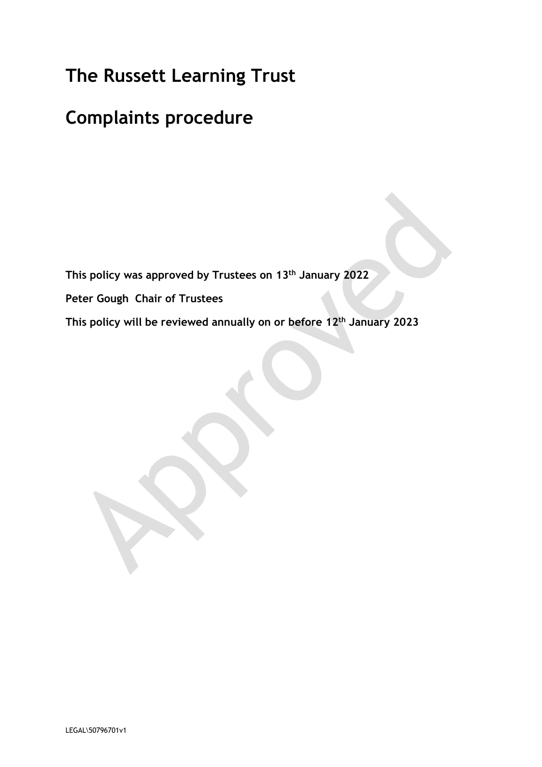# The Russett Learning Trust

# Complaints procedure

**This policy was approved by Trustees on 13th January 2022**

**Peter Gough  Chair of Trustees**

**This policy will be reviewed annually on or before 12th January 2023**

LEGAL\50796701v1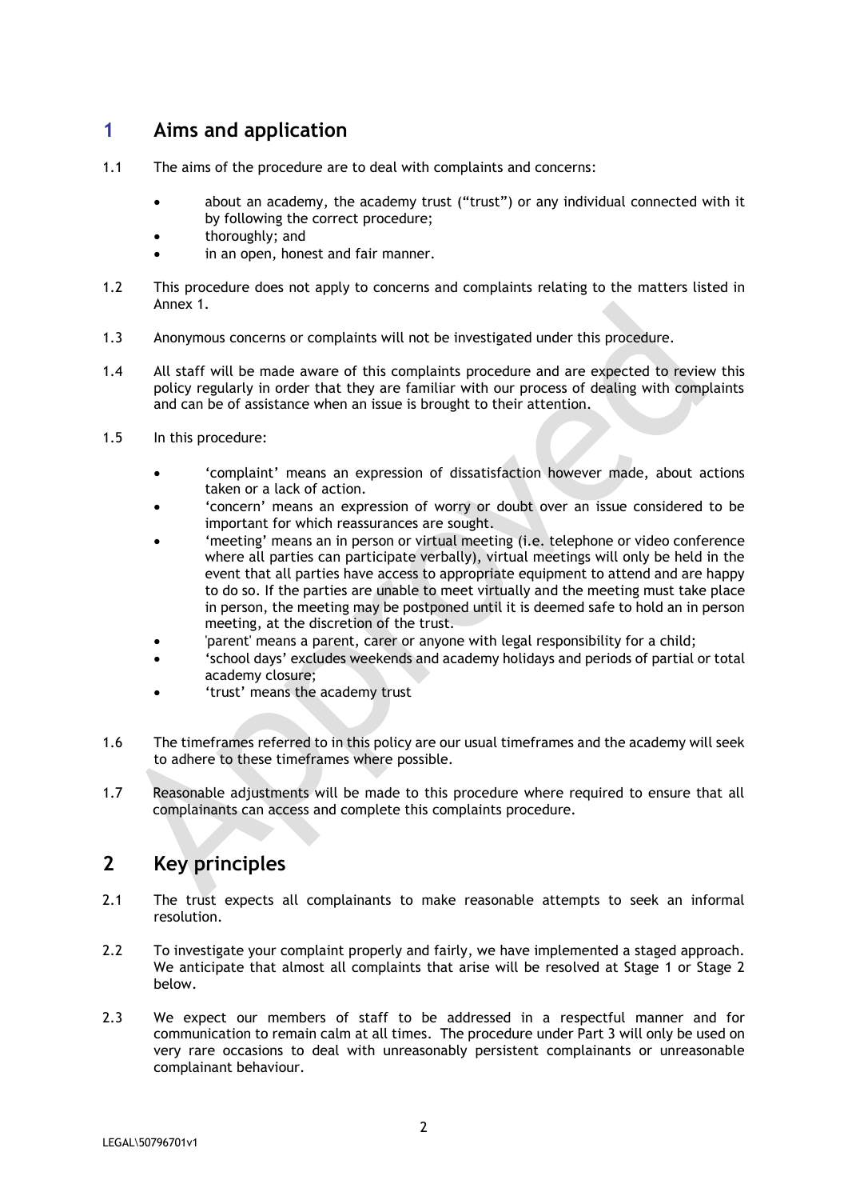## 1 Aims and application

1.1 The aims of the procedure are to deal with complaints and concerns:

- about an academy, the academy trust ("trust") or any individual connected with it by following the correct procedure;
- thoroughly; and
- in an open, honest and fair manner.

1.2 This procedure does not apply to concerns and complaints relating to the matters listed in Annex 1.

1.3 Anonymous concerns or complaints will not be investigated under this procedure.

1.4 All staff will be made aware of this complaints procedure and are expected to review this policy regularly in order that they are familiar with our process of dealing with complaints and can be of assistance when an issue is brought to their attention.

1.5 In this procedure:

- 'complaint' means an expression of dissatisfaction however made, about actions taken or a lack of action.
- 'concern' means an expression of worry or doubt over an issue considered to be important for which reassurances are sought.
- 'meeting' means an in person or virtual meeting (i.e. telephone or video conference where all parties can participate verbally), virtual meetings will only be held in the event that all parties have access to appropriate equipment to attend and are happy to do so. If the parties are unable to meet virtually and the meeting must take place in person, the meeting may be postponed until it is deemed safe to hold an in person meeting, at the discretion of the trust.
- 'parent' means a parent, carer or anyone with legal responsibility for a child;
- 'school days' excludes weekends and academy holidays and periods of partial or total academy closure;
- 'trust' means the academy trust

1.6 The timeframes referred to in this policy are our usual timeframes and the academy will seek to adhere to these timeframes where possible.

1.7 Reasonable adjustments will be made to this procedure where required to ensure that all complainants can access and complete this complaints procedure.

## 2 Key principles

2.1 The trust expects all complainants to make reasonable attempts to seek an informal resolution.

2.2 To investigate your complaint properly and fairly, we have implemented a staged approach. We anticipate that almost all complaints that arise will be resolved at Stage 1 or Stage 2 below.

2.3 We expect our members of staff to be addressed in a respectful manner and for communication to remain calm at all times. The procedure under Part 3 will only be used on very rare occasions to deal with unreasonably persistent complainants or unreasonable complainant behaviour.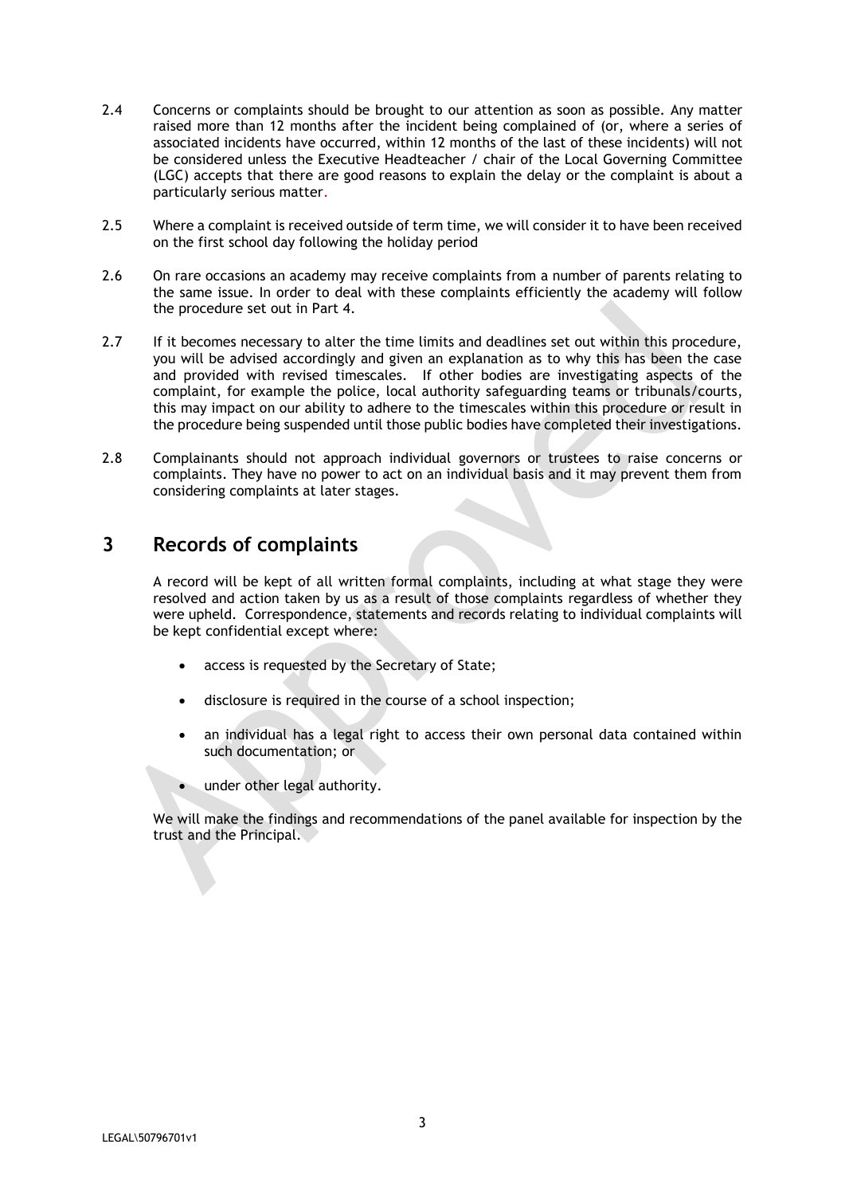2.4 Concerns or complaints should be brought to our attention as soon as possible. Any matter raised more than 12 months after the incident being complained of (or, where a series of associated incidents have occurred, within 12 months of the last of these incidents) will not be considered unless the Executive Headteacher / chair of the Local Governing Committee (LGC) accepts that there are good reasons to explain the delay or the complaint is about a particularly serious matter.

2.5 Where a complaint is received outside of term time, we will consider it to have been received on the first school day following the holiday period

2.6 On rare occasions an academy may receive complaints from a number of parents relating to the same issue. In order to deal with these complaints efficiently the academy will follow the procedure set out in Part 4.

2.7 If it becomes necessary to alter the time limits and deadlines set out within this procedure, you will be advised accordingly and given an explanation as to why this has been the case and provided with revised timescales. If other bodies are investigating aspects of the complaint, for example the police, local authority safeguarding teams or tribunals/courts, this may impact on our ability to adhere to the timescales within this procedure or result in the procedure being suspended until those public bodies have completed their investigations.

2.8 Complainants should not approach individual governors or trustees to raise concerns or complaints. They have no power to act on an individual basis and it may prevent them from considering complaints at later stages.

## 3 Records of complaints

A record will be kept of all written formal complaints, including at what stage they were resolved and action taken by us as a result of those complaints regardless of whether they were upheld. Correspondence, statements and records relating to individual complaints will be kept confidential except where:

- access is requested by the Secretary of State;
- disclosure is required in the course of a school inspection;
- an individual has a legal right to access their own personal data contained within such documentation; or
- under other legal authority.

We will make the findings and recommendations of the panel available for inspection by the trust and the Principal.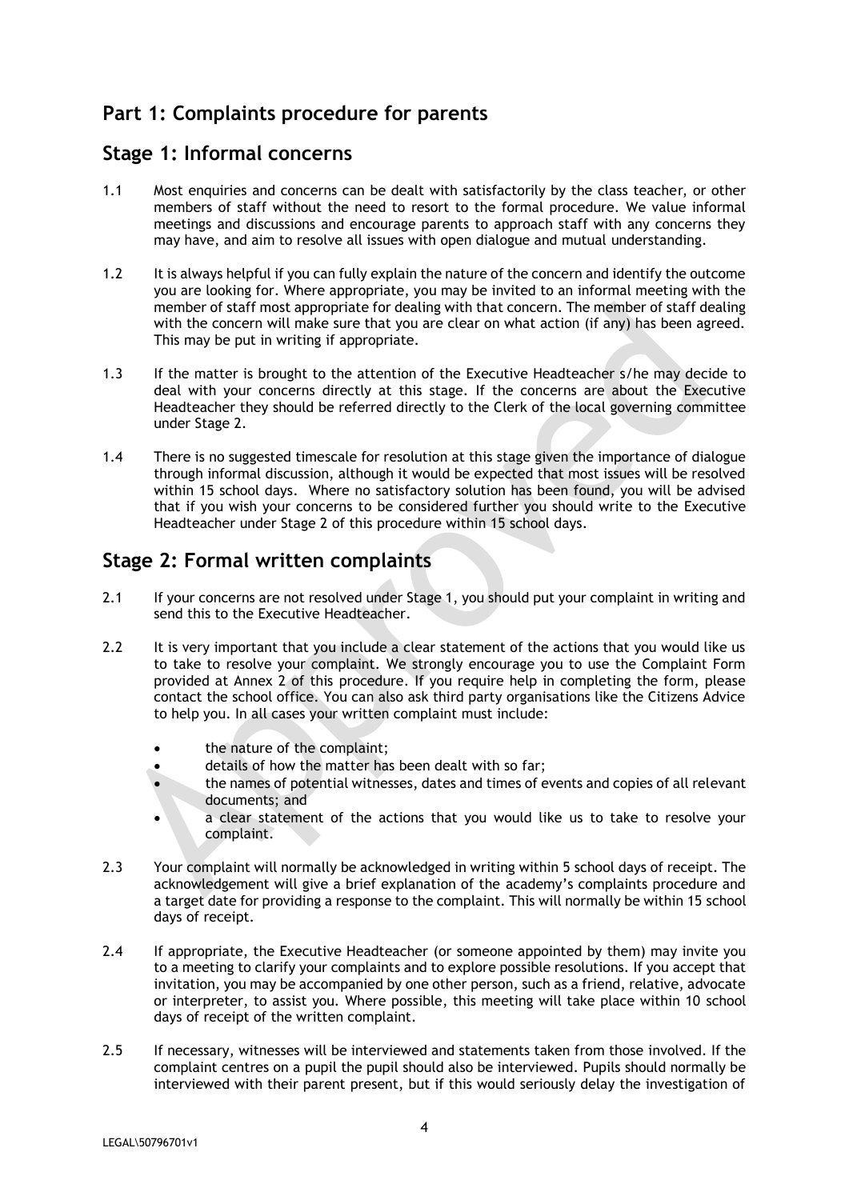## Part 1: Complaints procedure for parents

## Stage 1: Informal concerns

1.1 Most enquiries and concerns can be dealt with satisfactorily by the class teacher, or other members of staff without the need to resort to the formal procedure. We value informal meetings and discussions and encourage parents to approach staff with any concerns they may have, and aim to resolve all issues with open dialogue and mutual understanding.

1.2 It is always helpful if you can fully explain the nature of the concern and identify the outcome you are looking for. Where appropriate, you may be invited to an informal meeting with the member of staff most appropriate for dealing with that concern. The member of staff dealing with the concern will make sure that you are clear on what action (if any) has been agreed. This may be put in writing if appropriate.

1.3 If the matter is brought to the attention of the Executive Headteacher s/he may decide to deal with your concerns directly at this stage. If the concerns are about the Executive Headteacher they should be referred directly to the Clerk of the local governing committee under Stage 2.

1.4 There is no suggested timescale for resolution at this stage given the importance of dialogue through informal discussion, although it would be expected that most issues will be resolved within 15 school days. Where no satisfactory solution has been found, you will be advised that if you wish your concerns to be considered further you should write to the Executive Headteacher under Stage 2 of this procedure within 15 school days.

## Stage 2: Formal written complaints

2.1 If your concerns are not resolved under Stage 1, you should put your complaint in writing and send this to the Executive Headteacher.

2.2 It is very important that you include a clear statement of the actions that you would like us to take to resolve your complaint. We strongly encourage you to use the Complaint Form provided at Annex 2 of this procedure. If you require help in completing the form, please contact the school office. You can also ask third party organisations like the Citizens Advice to help you. In all cases your written complaint must include:

- the nature of the complaint;
- details of how the matter has been dealt with so far;
- the names of potential witnesses, dates and times of events and copies of all relevant documents; and
- a clear statement of the actions that you would like us to take to resolve your complaint.

2.3 Your complaint will normally be acknowledged in writing within 5 school days of receipt. The acknowledgement will give a brief explanation of the academy's complaints procedure and a target date for providing a response to the complaint. This will normally be within 15 school days of receipt.

2.4 If appropriate, the Executive Headteacher (or someone appointed by them) may invite you to a meeting to clarify your complaints and to explore possible resolutions. If you accept that invitation, you may be accompanied by one other person, such as a friend, relative, advocate or interpreter, to assist you. Where possible, this meeting will take place within 10 school days of receipt of the written complaint.

2.5 If necessary, witnesses will be interviewed and statements taken from those involved. If the complaint centres on a pupil the pupil should also be interviewed. Pupils should normally be interviewed with their parent present, but if this would seriously delay the investigation of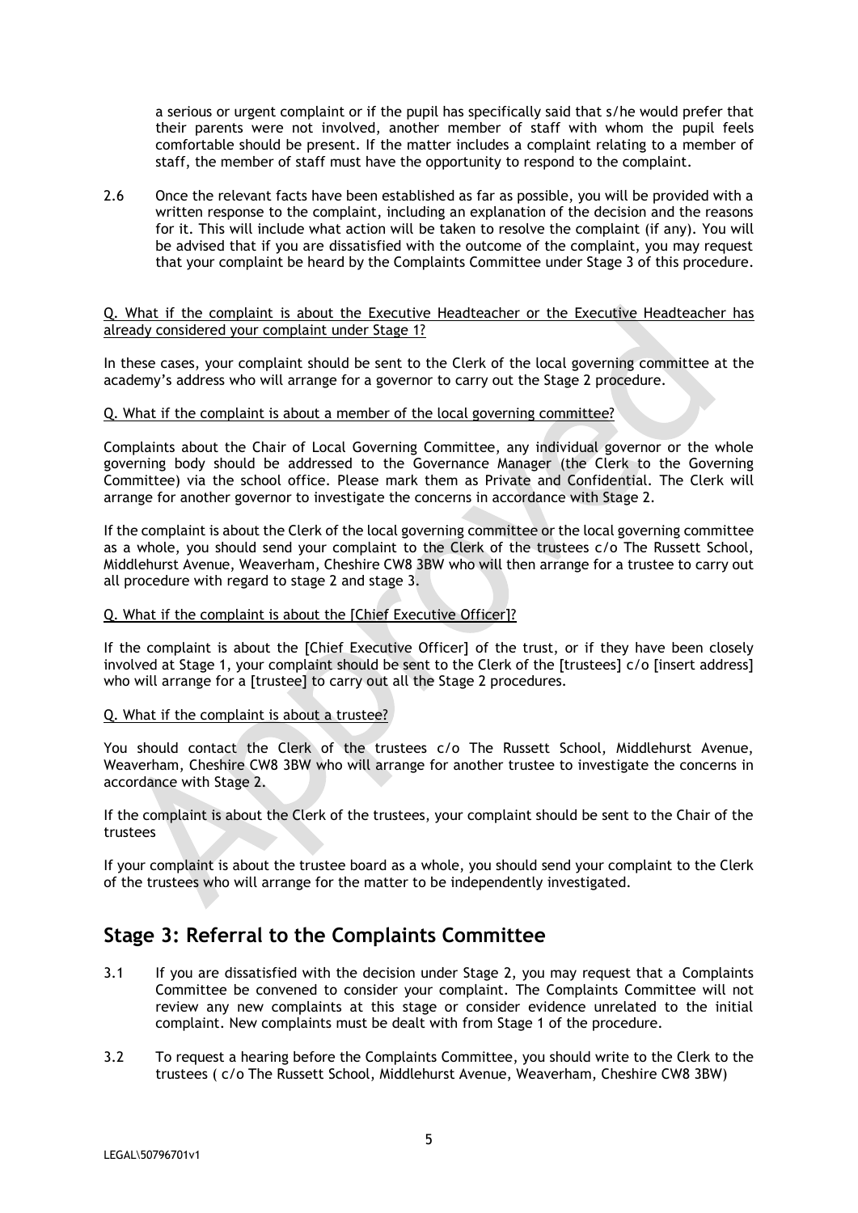a serious or urgent complaint or if the pupil has specifically said that s/he would prefer that their parents were not involved, another member of staff with whom the pupil feels comfortable should be present. If the matter includes a complaint relating to a member of staff, the member of staff must have the opportunity to respond to the complaint.

2.6 Once the relevant facts have been established as far as possible, you will be provided with a written response to the complaint, including an explanation of the decision and the reasons for it. This will include what action will be taken to resolve the complaint (if any). You will be advised that if you are dissatisfied with the outcome of the complaint, you may request that your complaint be heard by the Complaints Committee under Stage 3 of this procedure.

Q. What if the complaint is about the Executive Headteacher or the Executive Headteacher has already considered your complaint under Stage 1?

In these cases, your complaint should be sent to the Clerk of the local governing committee at the academy's address who will arrange for a governor to carry out the Stage 2 procedure.

Q. What if the complaint is about a member of the local governing committee?

Complaints about the Chair of Local Governing Committee, any individual governor or the whole governing body should be addressed to the Governance Manager (the Clerk to the Governing Committee) via the school office. Please mark them as Private and Confidential. The Clerk will arrange for another governor to investigate the concerns in accordance with Stage 2.

If the complaint is about the Clerk of the local governing committee or the local governing committee as a whole, you should send your complaint to the Clerk of the trustees c/o The Russett School, Middlehurst Avenue, Weaverham, Cheshire CW8 3BW who will then arrange for a trustee to carry out all procedure with regard to stage 2 and stage 3.

Q. What if the complaint is about the [Chief Executive Officer]?

If the complaint is about the [Chief Executive Officer] of the trust, or if they have been closely involved at Stage 1, your complaint should be sent to the Clerk of the [trustees] c/o [insert address] who will arrange for a [trustee] to carry out all the Stage 2 procedures.

Q. What if the complaint is about a trustee?

You should contact the Clerk of the trustees c/o The Russett School, Middlehurst Avenue, Weaverham, Cheshire CW8 3BW who will arrange for another trustee to investigate the concerns in accordance with Stage 2.

If the complaint is about the Clerk of the trustees, your complaint should be sent to the Chair of the trustees

If your complaint is about the trustee board as a whole, you should send your complaint to the Clerk of the trustees who will arrange for the matter to be independently investigated.

## Stage 3: Referral to the Complaints Committee

3.1 If you are dissatisfied with the decision under Stage 2, you may request that a Complaints Committee be convened to consider your complaint. The Complaints Committee will not review any new complaints at this stage or consider evidence unrelated to the initial complaint. New complaints must be dealt with from Stage 1 of the procedure.

3.2 To request a hearing before the Complaints Committee, you should write to the Clerk to the trustees ( c/o The Russett School, Middlehurst Avenue, Weaverham, Cheshire CW8 3BW)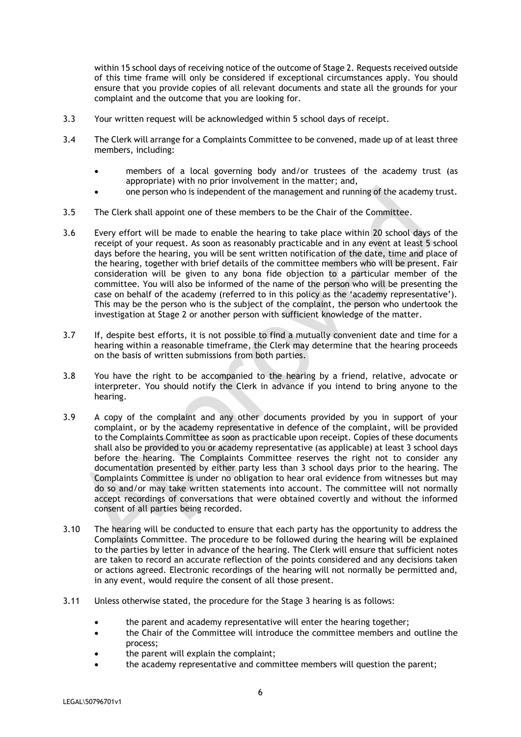within 15 school days of receiving notice of the outcome of Stage 2. Requests received outside of this time frame will only be considered if exceptional circumstances apply. You should ensure that you provide copies of all relevant documents and state all the grounds for your complaint and the outcome that you are looking for.

3.3 Your written request will be acknowledged within 5 school days of receipt.

3.4 The Clerk will arrange for a Complaints Committee to be convened, made up of at least three members, including:

- members of a local governing body and/or trustees of the academy trust (as appropriate) with no prior involvement in the matter; and,
- one person who is independent of the management and running of the academy trust.

3.5 The Clerk shall appoint one of these members to be the Chair of the Committee.

3.6 Every effort will be made to enable the hearing to take place within 20 school days of the receipt of your request. As soon as reasonably practicable and in any event at least 5 school days before the hearing, you will be sent written notification of the date, time and place of the hearing, together with brief details of the committee members who will be present. Fair consideration will be given to any bona fide objection to a particular member of the committee. You will also be informed of the name of the person who will be presenting the case on behalf of the academy (referred to in this policy as the 'academy representative'). This may be the person who is the subject of the complaint, the person who undertook the investigation at Stage 2 or another person with sufficient knowledge of the matter.

3.7 If, despite best efforts, it is not possible to find a mutually convenient date and time for a hearing within a reasonable timeframe, the Clerk may determine that the hearing proceeds on the basis of written submissions from both parties.

3.8 You have the right to be accompanied to the hearing by a friend, relative, advocate or interpreter. You should notify the Clerk in advance if you intend to bring anyone to the hearing.

3.9 A copy of the complaint and any other documents provided by you in support of your complaint, or by the academy representative in defence of the complaint, will be provided to the Complaints Committee as soon as practicable upon receipt. Copies of these documents shall also be provided to you or academy representative (as applicable) at least 3 school days before the hearing. The Complaints Committee reserves the right not to consider any documentation presented by either party less than 3 school days prior to the hearing. The Complaints Committee is under no obligation to hear oral evidence from witnesses but may do so and/or may take written statements into account. The committee will not normally accept recordings of conversations that were obtained covertly and without the informed consent of all parties being recorded.

3.10 The hearing will be conducted to ensure that each party has the opportunity to address the Complaints Committee. The procedure to be followed during the hearing will be explained to the parties by letter in advance of the hearing. The Clerk will ensure that sufficient notes are taken to record an accurate reflection of the points considered and any decisions taken or actions agreed. Electronic recordings of the hearing will not normally be permitted and, in any event, would require the consent of all those present.

3.11 Unless otherwise stated, the procedure for the Stage 3 hearing is as follows:

- the parent and academy representative will enter the hearing together;
- the Chair of the Committee will introduce the committee members and outline the process;
- the parent will explain the complaint;
- the academy representative and committee members will question the parent;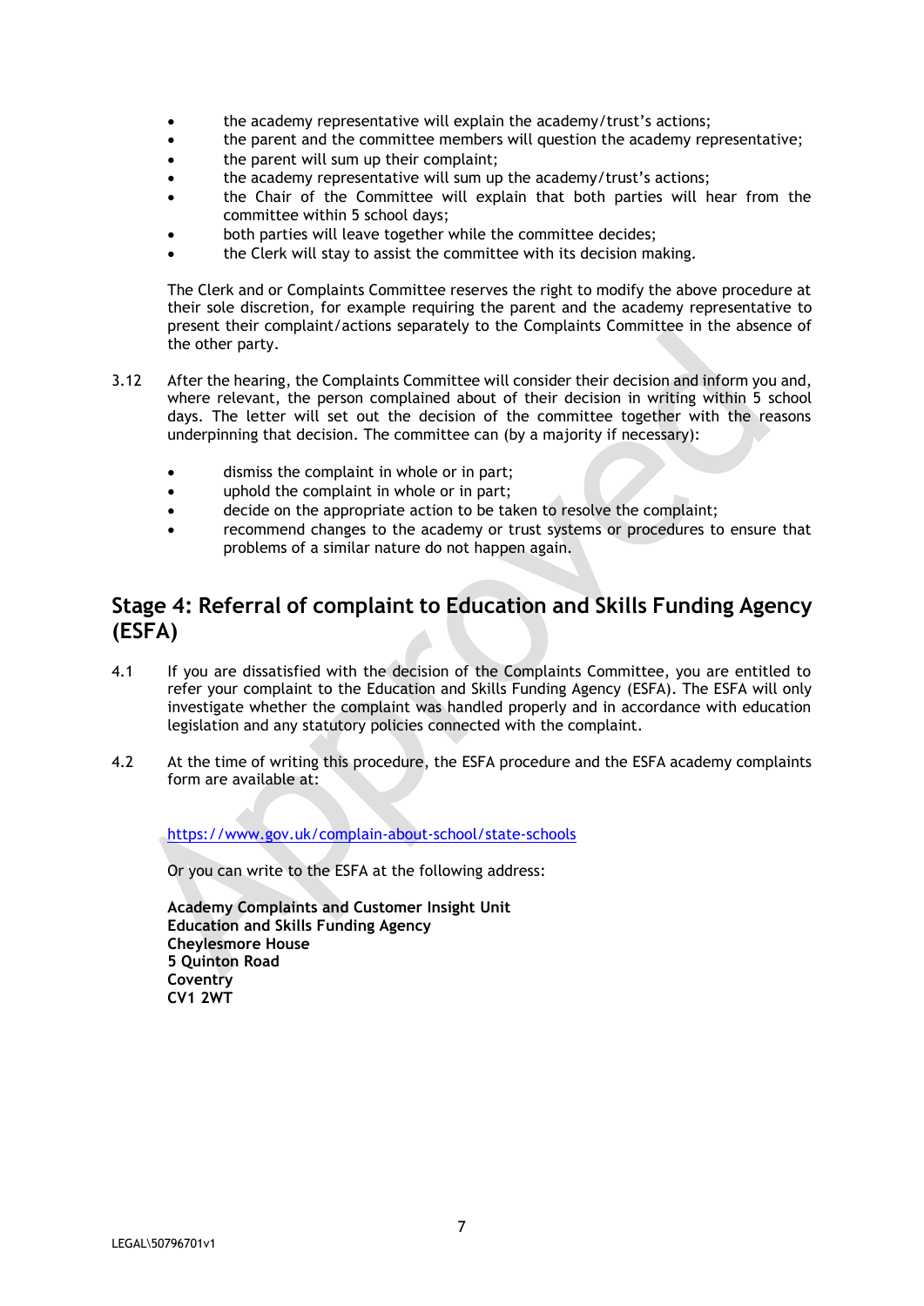- the academy representative will explain the academy/trust's actions;
- the parent and the committee members will question the academy representative;
- the parent will sum up their complaint;
- the academy representative will sum up the academy/trust's actions;
- the Chair of the Committee will explain that both parties will hear from the committee within 5 school days;
- both parties will leave together while the committee decides;
- the Clerk will stay to assist the committee with its decision making.

The Clerk and or Complaints Committee reserves the right to modify the above procedure at their sole discretion, for example requiring the parent and the academy representative to present their complaint/actions separately to the Complaints Committee in the absence of the other party.

3.12 After the hearing, the Complaints Committee will consider their decision and inform you and, where relevant, the person complained about of their decision in writing within 5 school days. The letter will set out the decision of the committee together with the reasons underpinning that decision. The committee can (by a majority if necessary):

- dismiss the complaint in whole or in part;
- uphold the complaint in whole or in part;
- decide on the appropriate action to be taken to resolve the complaint;
- recommend changes to the academy or trust systems or procedures to ensure that problems of a similar nature do not happen again.

## Stage 4: Referral of complaint to Education and Skills Funding Agency (ESFA)

4.1 If you are dissatisfied with the decision of the Complaints Committee, you are entitled to refer your complaint to the Education and Skills Funding Agency (ESFA). The ESFA will only investigate whether the complaint was handled properly and in accordance with education legislation and any statutory policies connected with the complaint.

4.2 At the time of writing this procedure, the ESFA procedure and the ESFA academy complaints form are available at:

https://www.gov.uk/complain-about-school/state-schools

Or you can write to the ESFA at the following address:

**Academy Complaints and Customer Insight Unit**
**Education and Skills Funding Agency**
**Cheylesmore House**
**5 Quinton Road**
**Coventry**
**CV1 2WT**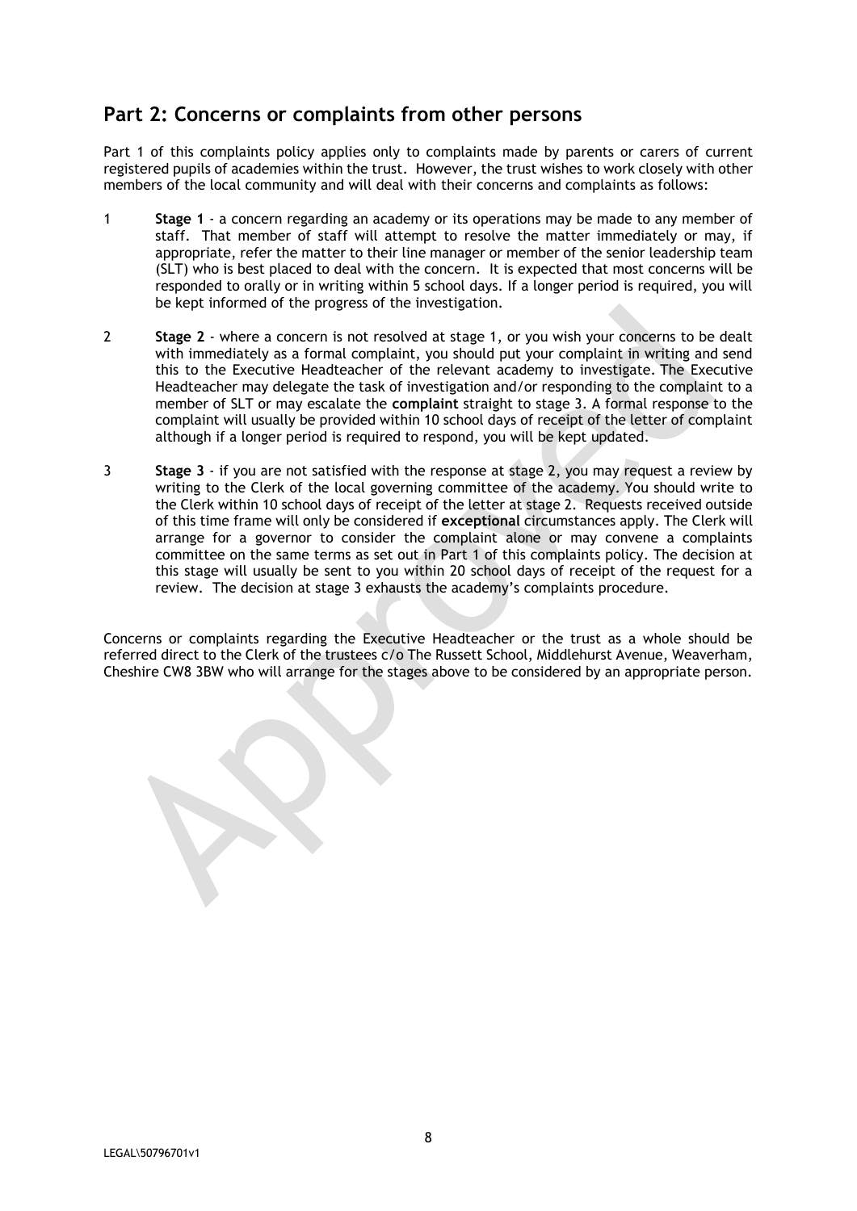## Part 2: Concerns or complaints from other persons

Part 1 of this complaints policy applies only to complaints made by parents or carers of current registered pupils of academies within the trust. However, the trust wishes to work closely with other members of the local community and will deal with their concerns and complaints as follows:

1 **Stage 1** - a concern regarding an academy or its operations may be made to any member of staff. That member of staff will attempt to resolve the matter immediately or may, if appropriate, refer the matter to their line manager or member of the senior leadership team (SLT) who is best placed to deal with the concern. It is expected that most concerns will be responded to orally or in writing within 5 school days. If a longer period is required, you will be kept informed of the progress of the investigation.

2 **Stage 2** - where a concern is not resolved at stage 1, or you wish your concerns to be dealt with immediately as a formal complaint, you should put your complaint in writing and send this to the Executive Headteacher of the relevant academy to investigate. The Executive Headteacher may delegate the task of investigation and/or responding to the complaint to a member of SLT or may escalate the **complaint** straight to stage 3. A formal response to the complaint will usually be provided within 10 school days of receipt of the letter of complaint although if a longer period is required to respond, you will be kept updated.

3 **Stage 3** - if you are not satisfied with the response at stage 2, you may request a review by writing to the Clerk of the local governing committee of the academy. You should write to the Clerk within 10 school days of receipt of the letter at stage 2. Requests received outside of this time frame will only be considered if **exceptional** circumstances apply. The Clerk will arrange for a governor to consider the complaint alone or may convene a complaints committee on the same terms as set out in Part 1 of this complaints policy. The decision at this stage will usually be sent to you within 20 school days of receipt of the request for a review. The decision at stage 3 exhausts the academy's complaints procedure.

Concerns or complaints regarding the Executive Headteacher or the trust as a whole should be referred direct to the Clerk of the trustees c/o The Russett School, Middlehurst Avenue, Weaverham, Cheshire CW8 3BW who will arrange for the stages above to be considered by an appropriate person.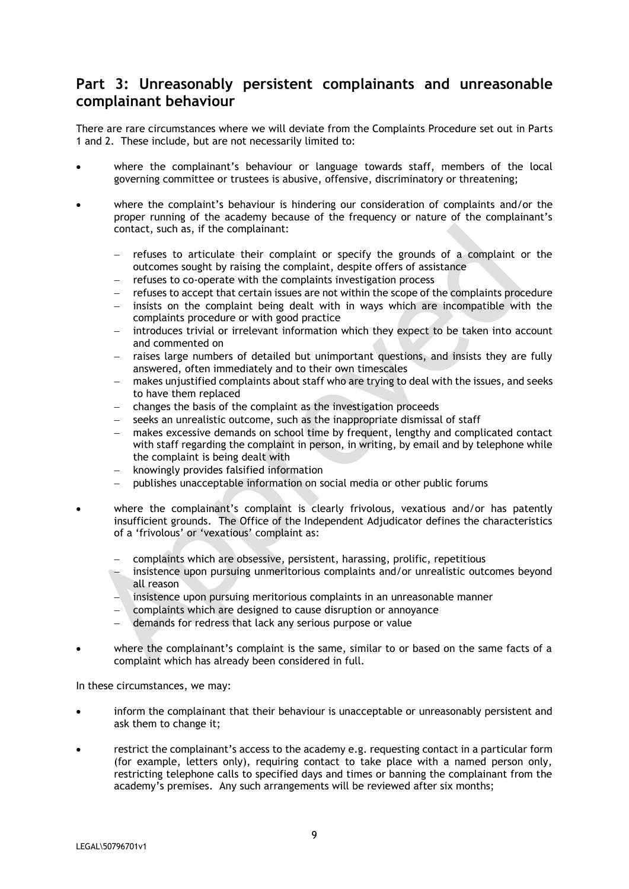## Part 3: Unreasonably persistent complainants and unreasonable complainant behaviour

There are rare circumstances where we will deviate from the Complaints Procedure set out in Parts 1 and 2. These include, but are not necessarily limited to:

- where the complainant's behaviour or language towards staff, members of the local governing committee or trustees is abusive, offensive, discriminatory or threatening;
- where the complaint's behaviour is hindering our consideration of complaints and/or the proper running of the academy because of the frequency or nature of the complainant's contact, such as, if the complainant:
  - refuses to articulate their complaint or specify the grounds of a complaint or the outcomes sought by raising the complaint, despite offers of assistance
  - refuses to co-operate with the complaints investigation process
  - refuses to accept that certain issues are not within the scope of the complaints procedure
  - insists on the complaint being dealt with in ways which are incompatible with the complaints procedure or with good practice
  - introduces trivial or irrelevant information which they expect to be taken into account and commented on
  - raises large numbers of detailed but unimportant questions, and insists they are fully answered, often immediately and to their own timescales
  - makes unjustified complaints about staff who are trying to deal with the issues, and seeks to have them replaced
  - changes the basis of the complaint as the investigation proceeds
  - seeks an unrealistic outcome, such as the inappropriate dismissal of staff
  - makes excessive demands on school time by frequent, lengthy and complicated contact with staff regarding the complaint in person, in writing, by email and by telephone while the complaint is being dealt with
  - knowingly provides falsified information
  - publishes unacceptable information on social media or other public forums
- where the complainant's complaint is clearly frivolous, vexatious and/or has patently insufficient grounds. The Office of the Independent Adjudicator defines the characteristics of a 'frivolous' or 'vexatious' complaint as:
  - complaints which are obsessive, persistent, harassing, prolific, repetitious
  - insistence upon pursuing unmeritorious complaints and/or unrealistic outcomes beyond all reason
  - insistence upon pursuing meritorious complaints in an unreasonable manner
  - complaints which are designed to cause disruption or annoyance
  - demands for redress that lack any serious purpose or value
- where the complainant's complaint is the same, similar to or based on the same facts of a complaint which has already been considered in full.

In these circumstances, we may:

- inform the complainant that their behaviour is unacceptable or unreasonably persistent and ask them to change it;
- restrict the complainant's access to the academy e.g. requesting contact in a particular form (for example, letters only), requiring contact to take place with a named person only, restricting telephone calls to specified days and times or banning the complainant from the academy's premises. Any such arrangements will be reviewed after six months;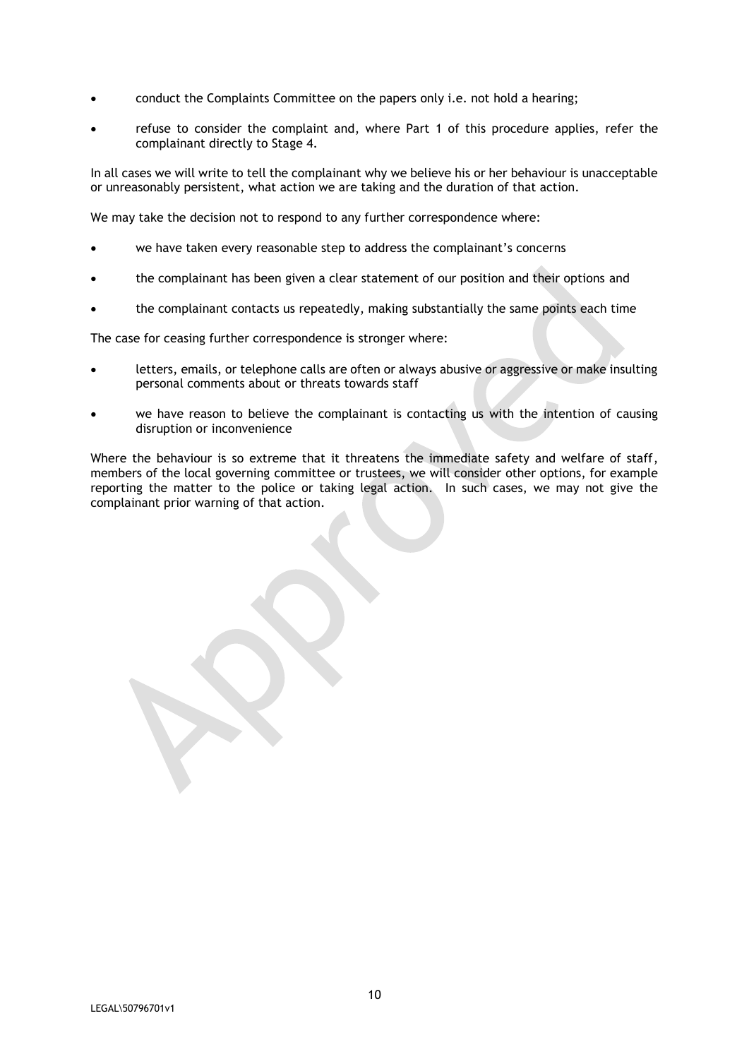- conduct the Complaints Committee on the papers only i.e. not hold a hearing;
- refuse to consider the complaint and, where Part 1 of this procedure applies, refer the complainant directly to Stage 4.

In all cases we will write to tell the complainant why we believe his or her behaviour is unacceptable or unreasonably persistent, what action we are taking and the duration of that action.

We may take the decision not to respond to any further correspondence where:

- we have taken every reasonable step to address the complainant's concerns
- the complainant has been given a clear statement of our position and their options and
- the complainant contacts us repeatedly, making substantially the same points each time

The case for ceasing further correspondence is stronger where:

- letters, emails, or telephone calls are often or always abusive or aggressive or make insulting personal comments about or threats towards staff
- we have reason to believe the complainant is contacting us with the intention of causing disruption or inconvenience

Where the behaviour is so extreme that it threatens the immediate safety and welfare of staff, members of the local governing committee or trustees, we will consider other options, for example reporting the matter to the police or taking legal action. In such cases, we may not give the complainant prior warning of that action.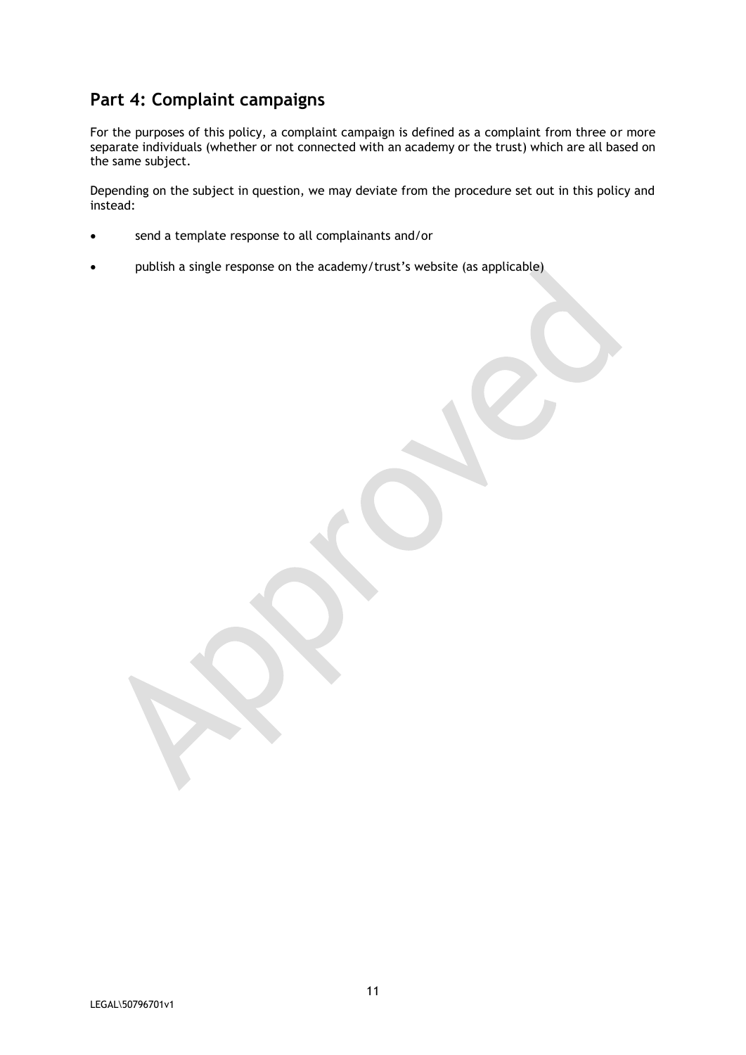## Part 4: Complaint campaigns

For the purposes of this policy, a complaint campaign is defined as a complaint from three or more separate individuals (whether or not connected with an academy or the trust) which are all based on the same subject.

Depending on the subject in question, we may deviate from the procedure set out in this policy and instead:

- send a template response to all complainants and/or
- publish a single response on the academy/trust's website (as applicable)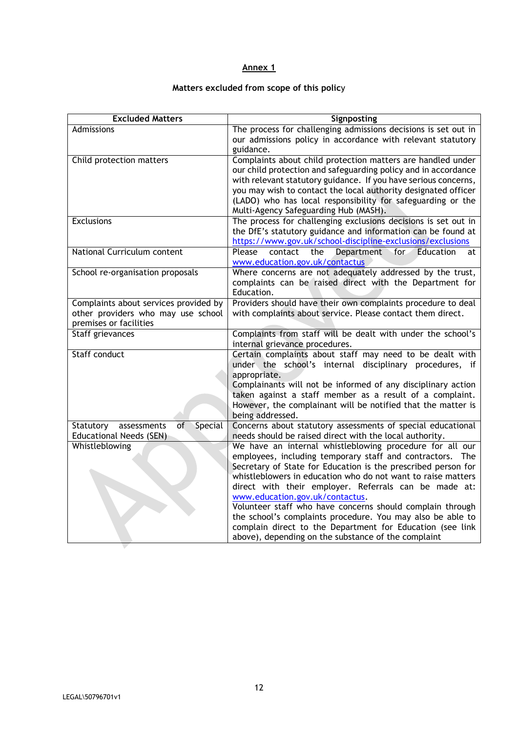## Annex 1

### Matters excluded from scope of this policy

| Excluded Matters | Signposting |
|---|---|
| Admissions | The process for challenging admissions decisions is set out in our admissions policy in accordance with relevant statutory guidance. |
| Child protection matters | Complaints about child protection matters are handled under our child protection and safeguarding policy and in accordance with relevant statutory guidance. If you have serious concerns, you may wish to contact the local authority designated officer (LADO) who has local responsibility for safeguarding or the Multi-Agency Safeguarding Hub (MASH). |
| Exclusions | The process for challenging exclusions decisions is set out in the DfE's statutory guidance and information can be found at https://www.gov.uk/school-discipline-exclusions/exclusions |
| National Curriculum content | Please contact the Department for Education at www.education.gov.uk/contactus |
| School re-organisation proposals | Where concerns are not adequately addressed by the trust, complaints can be raised direct with the Department for Education. |
| Complaints about services provided by other providers who may use school premises or facilities | Providers should have their own complaints procedure to deal with complaints about service. Please contact them direct. |
| Staff grievances | Complaints from staff will be dealt with under the school's internal grievance procedures. |
| Staff conduct | Certain complaints about staff may need to be dealt with under the school's internal disciplinary procedures, if appropriate.<br>Complainants will not be informed of any disciplinary action taken against a staff member as a result of a complaint. However, the complainant will be notified that the matter is being addressed. |
| Statutory assessments of Special Educational Needs (SEN) | Concerns about statutory assessments of special educational needs should be raised direct with the local authority. |
| Whistleblowing | We have an internal whistleblowing procedure for all our employees, including temporary staff and contractors. The Secretary of State for Education is the prescribed person for whistleblowers in education who do not want to raise matters direct with their employer. Referrals can be made at: www.education.gov.uk/contactus.<br>Volunteer staff who have concerns should complain through the school's complaints procedure. You may also be able to complain direct to the Department for Education (see link above), depending on the substance of the complaint |

LEGAL\50796701v1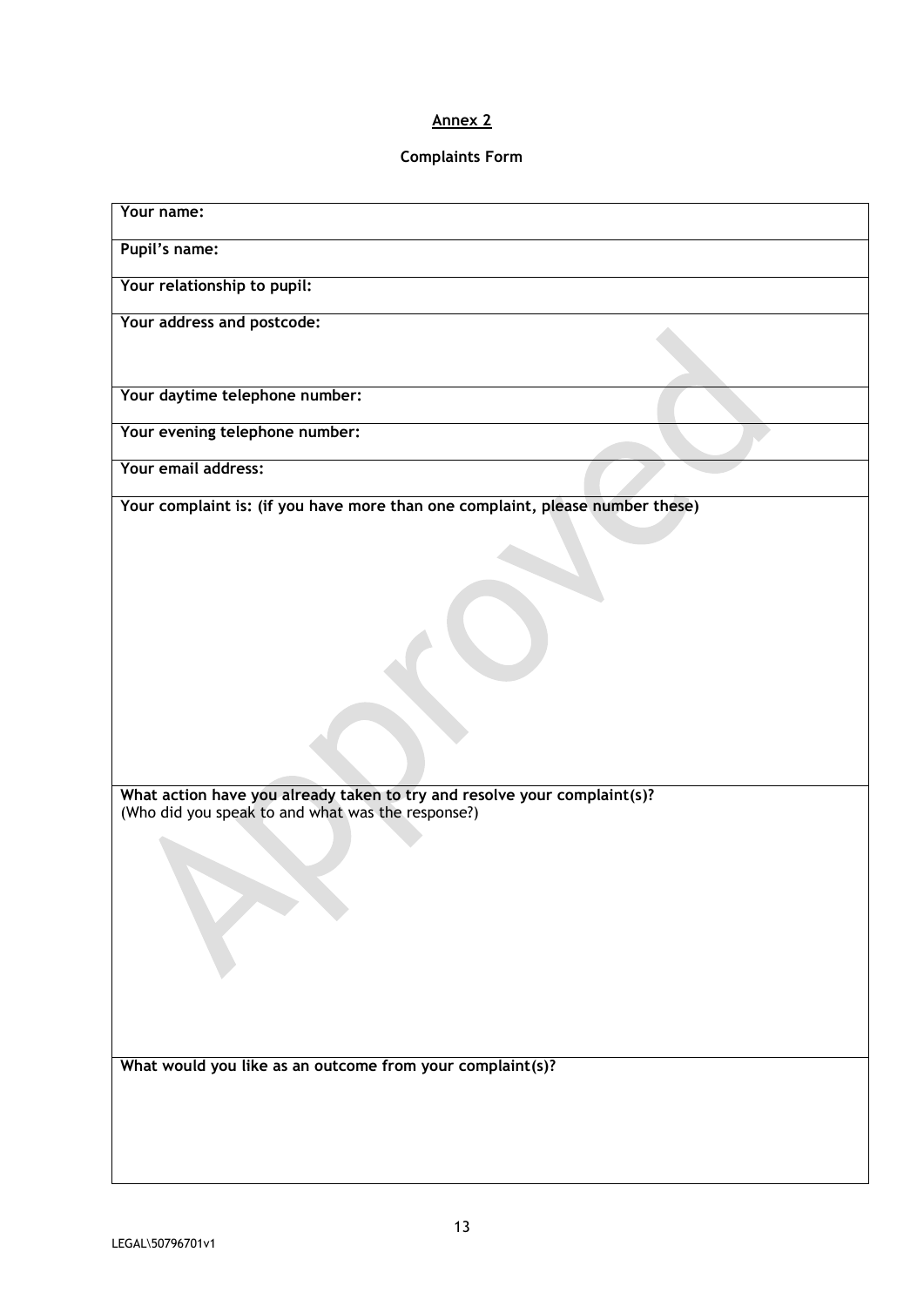**Annex 2**

**Complaints Form**

| **Your name:** |
|---|
| **Pupil's name:** |
| **Your relationship to pupil:** |
| **Your address and postcode:** |
| **Your daytime telephone number:** |
| **Your evening telephone number:** |
| **Your email address:** |
| **Your complaint is: (if you have more than one complaint, please number these)** |
| **What action have you already taken to try and resolve your complaint(s)?** (Who did you speak to and what was the response?) |
| **What would you like as an outcome from your complaint(s)?** |

LEGAL\50796701v1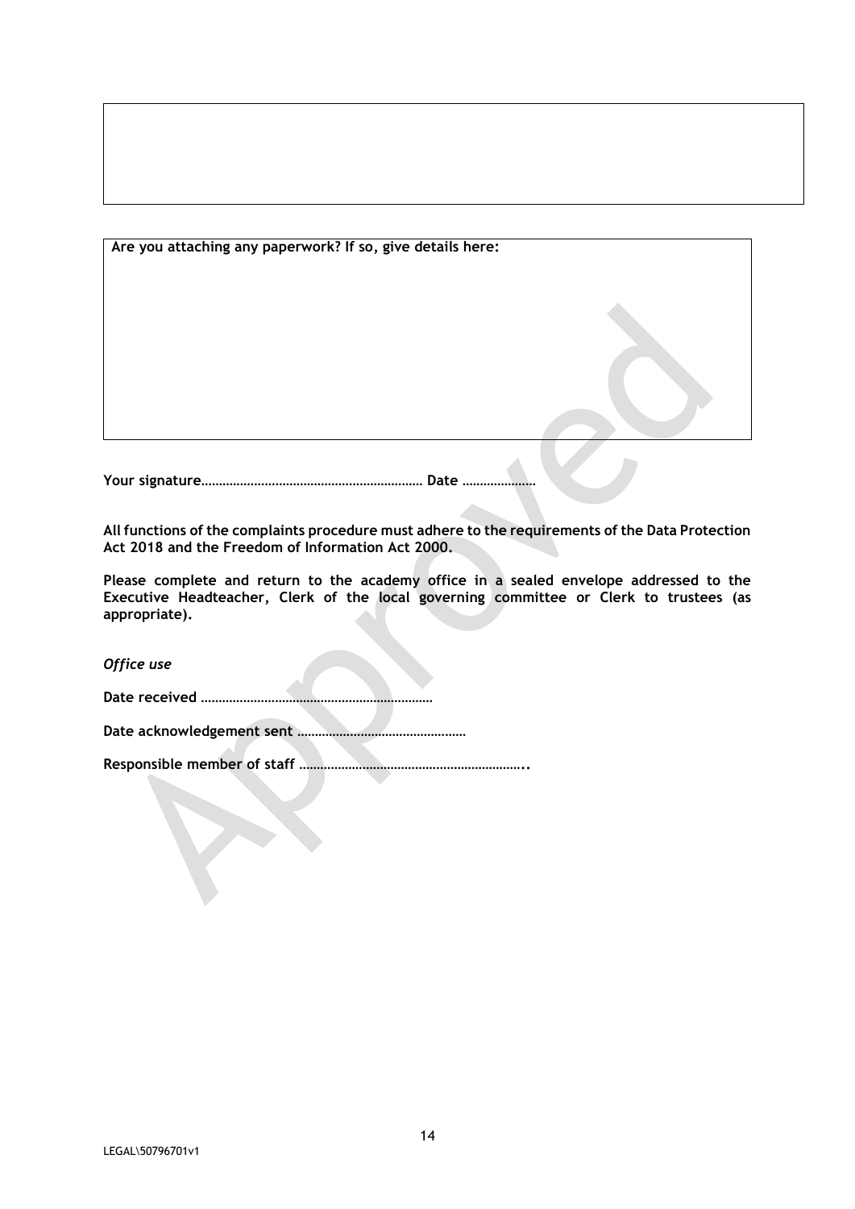**Are you attaching any paperwork? If so, give details here:**

**Your signature……………………………………………………… Date …………………**

**All functions of the complaints procedure must adhere to the requirements of the Data Protection Act 2018 and the Freedom of Information Act 2000.**

**Please complete and return to the academy office in a sealed envelope addressed to the Executive Headteacher, Clerk of the local governing committee or Clerk to trustees (as appropriate).**

***Office use***

**Date received …………………………………………………………**

**Date acknowledgement sent …………………………………………**

**Responsible member of staff ………………………………………………………..**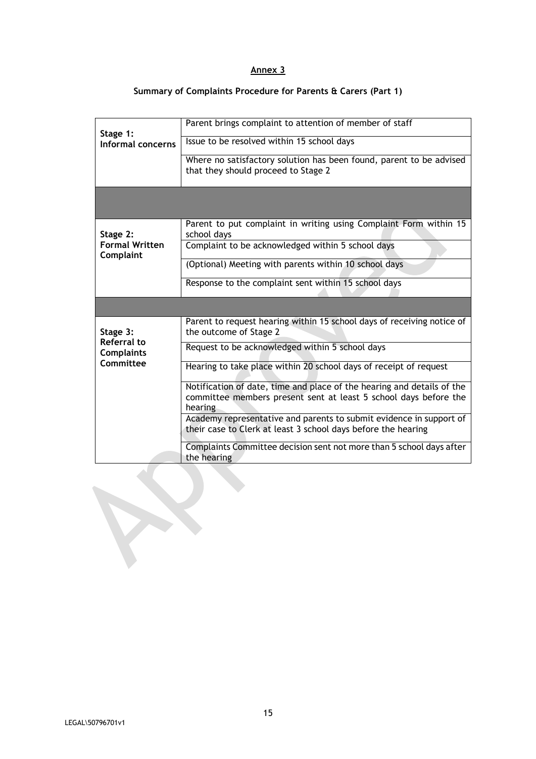## Annex 3

### Summary of Complaints Procedure for Parents & Carers (Part 1)

| | |
|---|---|
| **Stage 1: Informal concerns** | Parent brings complaint to attention of member of staff |
| | Issue to be resolved within 15 school days |
| | Where no satisfactory solution has been found, parent to be advised that they should proceed to Stage 2 |
| | |
| **Stage 2: Formal Written Complaint** | Parent to put complaint in writing using Complaint Form within 15 school days |
| | Complaint to be acknowledged within 5 school days |
| | (Optional) Meeting with parents within 10 school days |
| | Response to the complaint sent within 15 school days |
| | |
| **Stage 3: Referral to Complaints Committee** | Parent to request hearing within 15 school days of receiving notice of the outcome of Stage 2 |
| | Request to be acknowledged within 5 school days |
| | Hearing to take place within 20 school days of receipt of request |
| | Notification of date, time and place of the hearing and details of the committee members present sent at least 5 school days before the hearing |
| | Academy representative and parents to submit evidence in support of their case to Clerk at least 3 school days before the hearing |
| | Complaints Committee decision sent not more than 5 school days after the hearing |

LEGAL\50796701v1